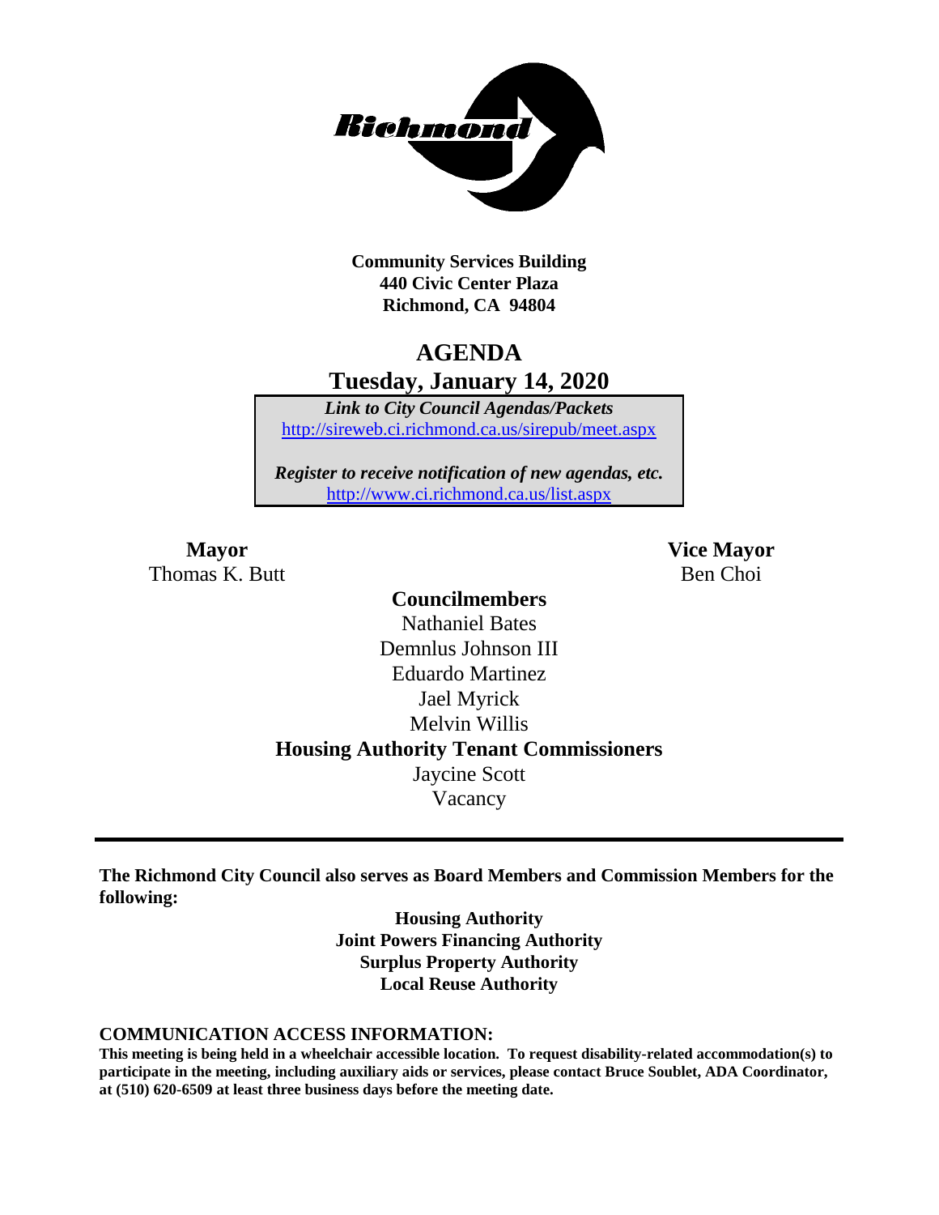**Community Services Building**
**440 Civic Center Plaza**
**Richmond, CA 94804**

# AGENDA
## Tuesday, January 14, 2020

***Link to City Council Agendas/Packets***
http://sireweb.ci.richmond.ca.us/sirepub/meet.aspx

***Register to receive notification of new agendas, etc.***
http://www.ci.richmond.ca.us/list.aspx

**Mayor**
Thomas K. Butt

**Vice Mayor**
Ben Choi

**Councilmembers**
Nathaniel Bates
Demnlus Johnson III
Eduardo Martinez
Jael Myrick
Melvin Willis

**Housing Authority Tenant Commissioners**
Jaycine Scott
Vacancy

---

**The Richmond City Council also serves as Board Members and Commission Members for the following:**

**Housing Authority**
**Joint Powers Financing Authority**
**Surplus Property Authority**
**Local Reuse Authority**

**COMMUNICATION ACCESS INFORMATION:**
**This meeting is being held in a wheelchair accessible location. To request disability-related accommodation(s) to participate in the meeting, including auxiliary aids or services, please contact Bruce Soublet, ADA Coordinator, at (510) 620-6509 at least three business days before the meeting date.**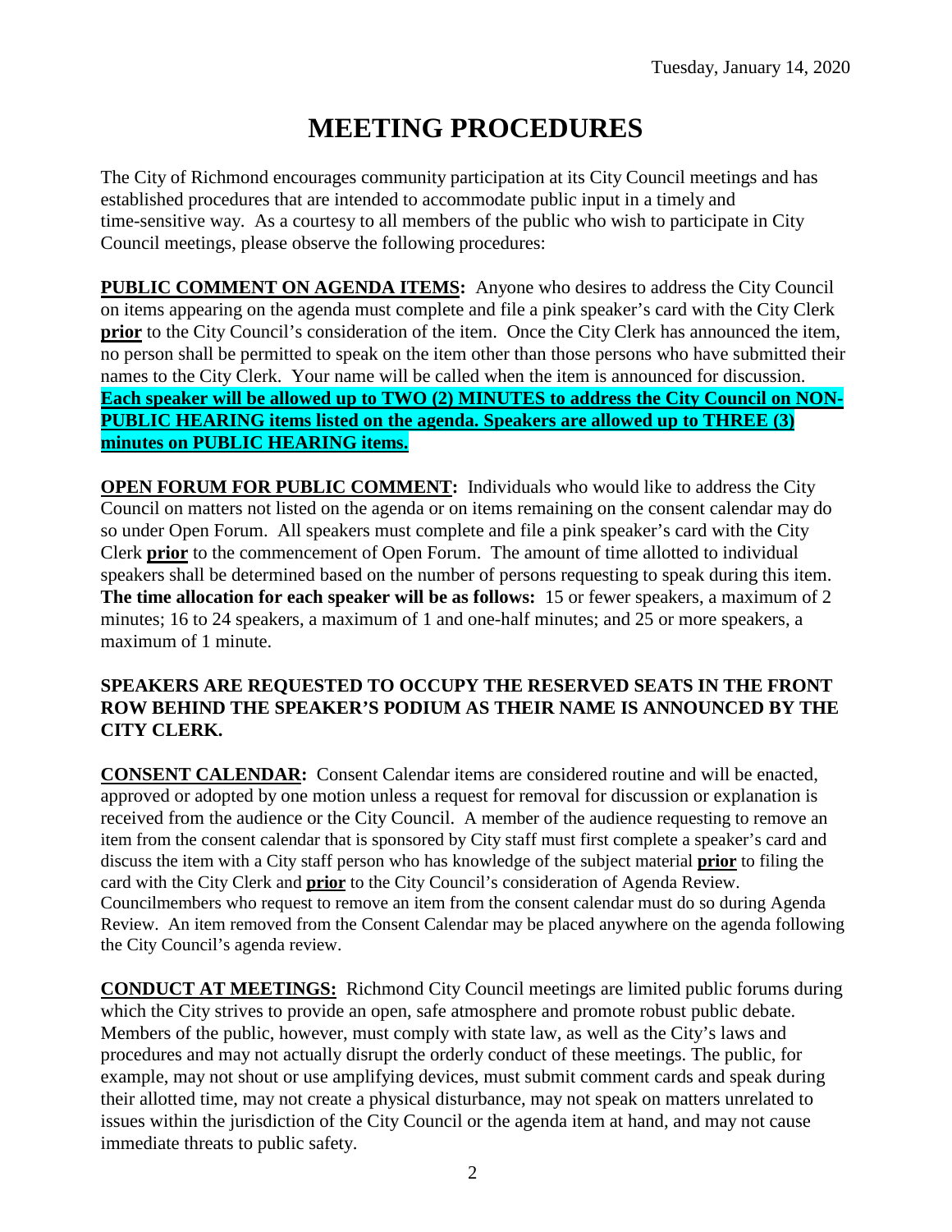# MEETING PROCEDURES

The City of Richmond encourages community participation at its City Council meetings and has established procedures that are intended to accommodate public input in a timely and time-sensitive way. As a courtesy to all members of the public who wish to participate in City Council meetings, please observe the following procedures:

**PUBLIC COMMENT ON AGENDA ITEMS:** Anyone who desires to address the City Council on items appearing on the agenda must complete and file a pink speaker's card with the City Clerk **prior** to the City Council's consideration of the item. Once the City Clerk has announced the item, no person shall be permitted to speak on the item other than those persons who have submitted their names to the City Clerk. Your name will be called when the item is announced for discussion. **Each speaker will be allowed up to TWO (2) MINUTES to address the City Council on NON-PUBLIC HEARING items listed on the agenda. Speakers are allowed up to THREE (3) minutes on PUBLIC HEARING items.**

**OPEN FORUM FOR PUBLIC COMMENT:** Individuals who would like to address the City Council on matters not listed on the agenda or on items remaining on the consent calendar may do so under Open Forum. All speakers must complete and file a pink speaker's card with the City Clerk **prior** to the commencement of Open Forum. The amount of time allotted to individual speakers shall be determined based on the number of persons requesting to speak during this item. **The time allocation for each speaker will be as follows:** 15 or fewer speakers, a maximum of 2 minutes; 16 to 24 speakers, a maximum of 1 and one-half minutes; and 25 or more speakers, a maximum of 1 minute.

**SPEAKERS ARE REQUESTED TO OCCUPY THE RESERVED SEATS IN THE FRONT ROW BEHIND THE SPEAKER'S PODIUM AS THEIR NAME IS ANNOUNCED BY THE CITY CLERK.**

**CONSENT CALENDAR:** Consent Calendar items are considered routine and will be enacted, approved or adopted by one motion unless a request for removal for discussion or explanation is received from the audience or the City Council. A member of the audience requesting to remove an item from the consent calendar that is sponsored by City staff must first complete a speaker's card and discuss the item with a City staff person who has knowledge of the subject material **prior** to filing the card with the City Clerk and **prior** to the City Council's consideration of Agenda Review. Councilmembers who request to remove an item from the consent calendar must do so during Agenda Review. An item removed from the Consent Calendar may be placed anywhere on the agenda following the City Council's agenda review.

**CONDUCT AT MEETINGS:** Richmond City Council meetings are limited public forums during which the City strives to provide an open, safe atmosphere and promote robust public debate. Members of the public, however, must comply with state law, as well as the City's laws and procedures and may not actually disrupt the orderly conduct of these meetings. The public, for example, may not shout or use amplifying devices, must submit comment cards and speak during their allotted time, may not create a physical disturbance, may not speak on matters unrelated to issues within the jurisdiction of the City Council or the agenda item at hand, and may not cause immediate threats to public safety.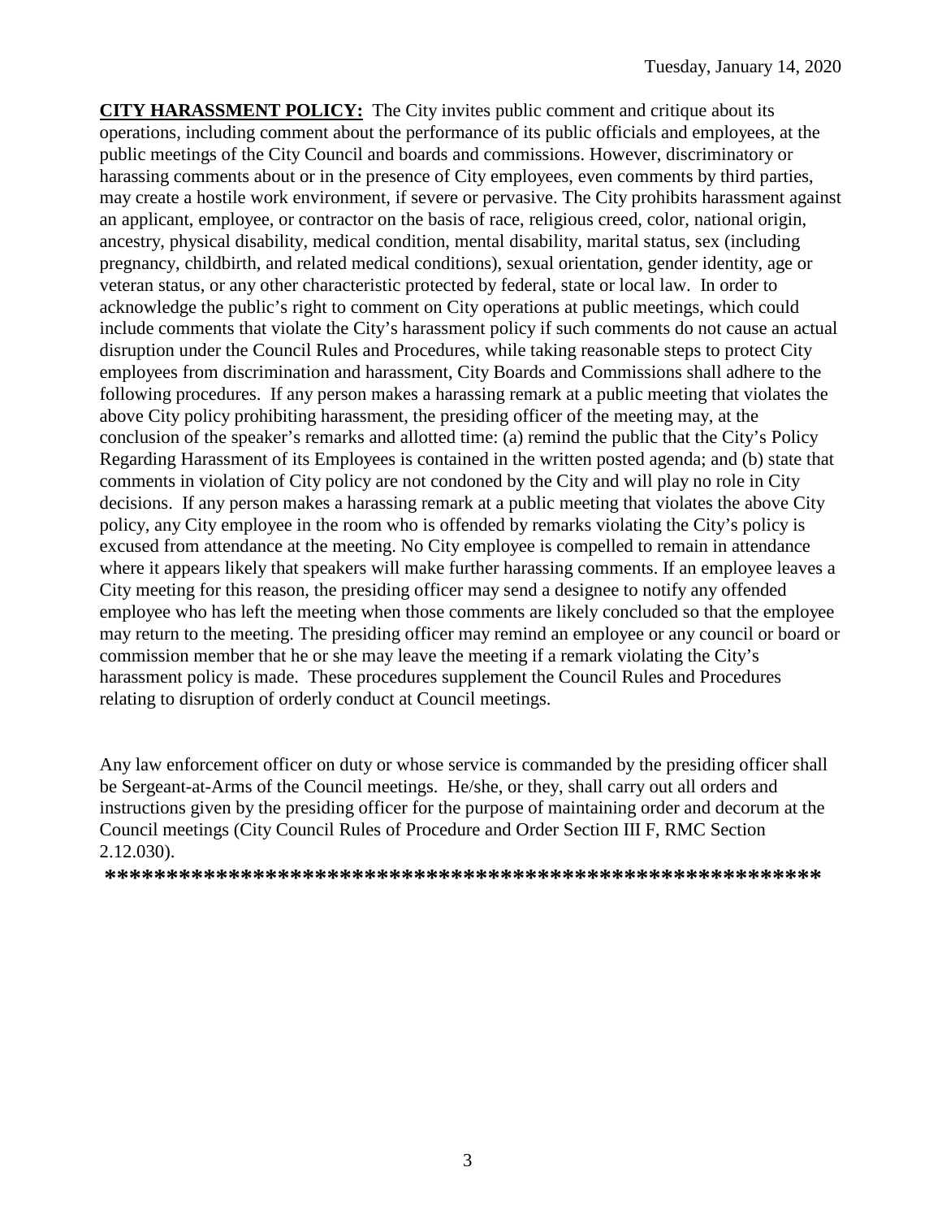**CITY HARASSMENT POLICY:** The City invites public comment and critique about its operations, including comment about the performance of its public officials and employees, at the public meetings of the City Council and boards and commissions. However, discriminatory or harassing comments about or in the presence of City employees, even comments by third parties, may create a hostile work environment, if severe or pervasive. The City prohibits harassment against an applicant, employee, or contractor on the basis of race, religious creed, color, national origin, ancestry, physical disability, medical condition, mental disability, marital status, sex (including pregnancy, childbirth, and related medical conditions), sexual orientation, gender identity, age or veteran status, or any other characteristic protected by federal, state or local law. In order to acknowledge the public's right to comment on City operations at public meetings, which could include comments that violate the City's harassment policy if such comments do not cause an actual disruption under the Council Rules and Procedures, while taking reasonable steps to protect City employees from discrimination and harassment, City Boards and Commissions shall adhere to the following procedures. If any person makes a harassing remark at a public meeting that violates the above City policy prohibiting harassment, the presiding officer of the meeting may, at the conclusion of the speaker's remarks and allotted time: (a) remind the public that the City's Policy Regarding Harassment of its Employees is contained in the written posted agenda; and (b) state that comments in violation of City policy are not condoned by the City and will play no role in City decisions. If any person makes a harassing remark at a public meeting that violates the above City policy, any City employee in the room who is offended by remarks violating the City's policy is excused from attendance at the meeting. No City employee is compelled to remain in attendance where it appears likely that speakers will make further harassing comments. If an employee leaves a City meeting for this reason, the presiding officer may send a designee to notify any offended employee who has left the meeting when those comments are likely concluded so that the employee may return to the meeting. The presiding officer may remind an employee or any council or board or commission member that he or she may leave the meeting if a remark violating the City's harassment policy is made. These procedures supplement the Council Rules and Procedures relating to disruption of orderly conduct at Council meetings.

Any law enforcement officer on duty or whose service is commanded by the presiding officer shall be Sergeant-at-Arms of the Council meetings. He/she, or they, shall carry out all orders and instructions given by the presiding officer for the purpose of maintaining order and decorum at the Council meetings (City Council Rules of Procedure and Order Section III F, RMC Section 2.12.030).

**********************************************************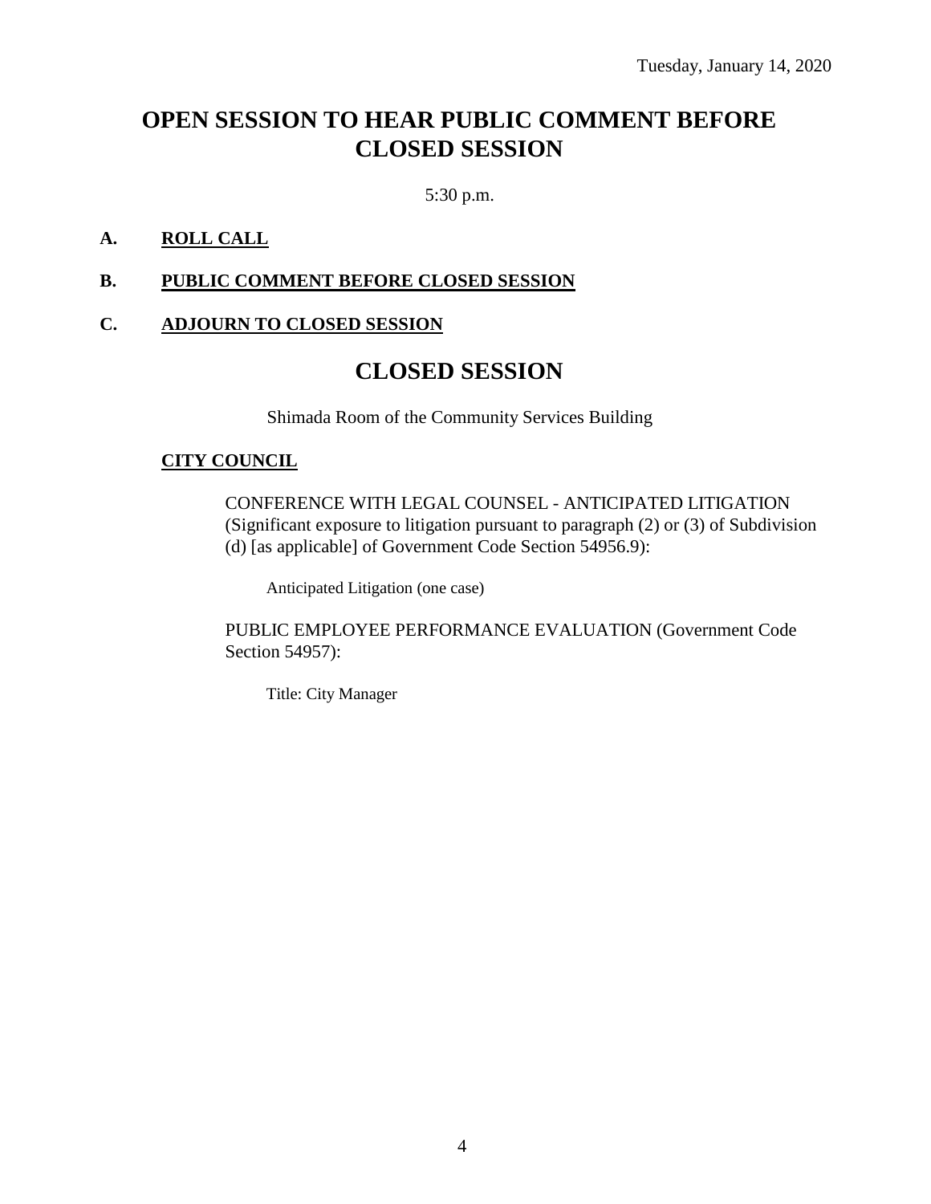Tuesday, January 14, 2020

# OPEN SESSION TO HEAR PUBLIC COMMENT BEFORE CLOSED SESSION

5:30 p.m.

**A. ROLL CALL**

**B. PUBLIC COMMENT BEFORE CLOSED SESSION**

**C. ADJOURN TO CLOSED SESSION**

# CLOSED SESSION

Shimada Room of the Community Services Building

**CITY COUNCIL**

CONFERENCE WITH LEGAL COUNSEL - ANTICIPATED LITIGATION (Significant exposure to litigation pursuant to paragraph (2) or (3) of Subdivision (d) [as applicable] of Government Code Section 54956.9):

Anticipated Litigation (one case)

PUBLIC EMPLOYEE PERFORMANCE EVALUATION (Government Code Section 54957):

Title: City Manager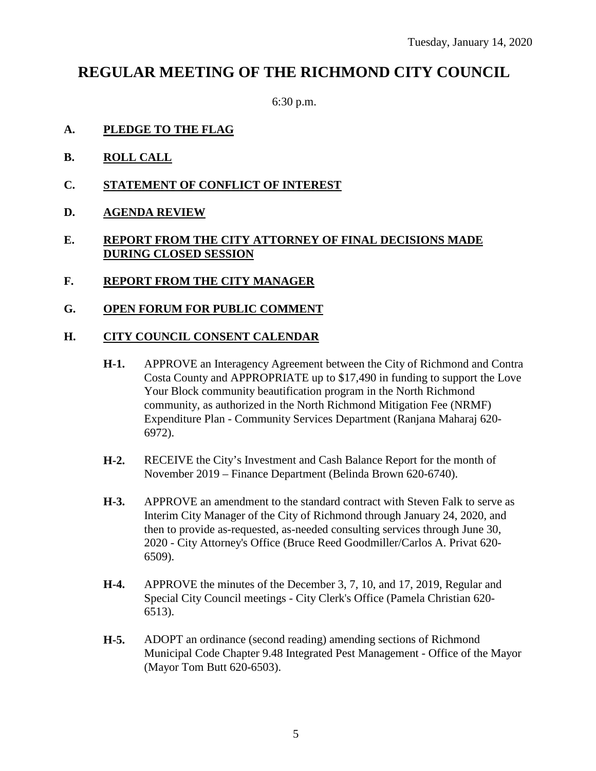Tuesday, January 14, 2020

# REGULAR MEETING OF THE RICHMOND CITY COUNCIL

6:30 p.m.

## A. PLEDGE TO THE FLAG

## B. ROLL CALL

## C. STATEMENT OF CONFLICT OF INTEREST

## D. AGENDA REVIEW

## E. REPORT FROM THE CITY ATTORNEY OF FINAL DECISIONS MADE DURING CLOSED SESSION

## F. REPORT FROM THE CITY MANAGER

## G. OPEN FORUM FOR PUBLIC COMMENT

## H. CITY COUNCIL CONSENT CALENDAR

**H-1.** APPROVE an Interagency Agreement between the City of Richmond and Contra Costa County and APPROPRIATE up to $17,490 in funding to support the Love Your Block community beautification program in the North Richmond community, as authorized in the North Richmond Mitigation Fee (NRMF) Expenditure Plan - Community Services Department (Ranjana Maharaj 620-6972).

**H-2.** RECEIVE the City's Investment and Cash Balance Report for the month of November 2019 – Finance Department (Belinda Brown 620-6740).

**H-3.** APPROVE an amendment to the standard contract with Steven Falk to serve as Interim City Manager of the City of Richmond through January 24, 2020, and then to provide as-requested, as-needed consulting services through June 30, 2020 - City Attorney's Office (Bruce Reed Goodmiller/Carlos A. Privat 620-6509).

**H-4.** APPROVE the minutes of the December 3, 7, 10, and 17, 2019, Regular and Special City Council meetings - City Clerk's Office (Pamela Christian 620-6513).

**H-5.** ADOPT an ordinance (second reading) amending sections of Richmond Municipal Code Chapter 9.48 Integrated Pest Management - Office of the Mayor (Mayor Tom Butt 620-6503).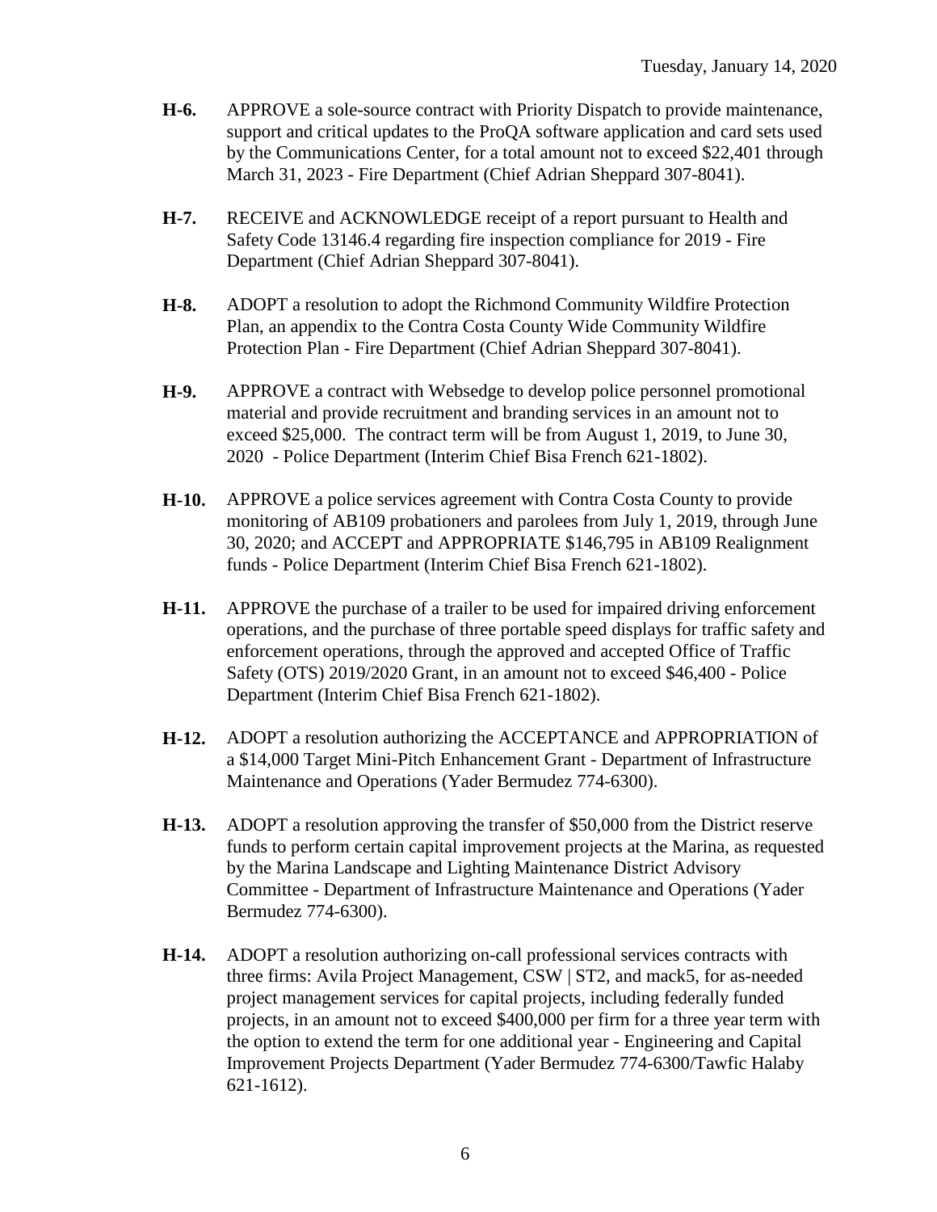**H-6.** APPROVE a sole-source contract with Priority Dispatch to provide maintenance, support and critical updates to the ProQA software application and card sets used by the Communications Center, for a total amount not to exceed $22,401 through March 31, 2023 - Fire Department (Chief Adrian Sheppard 307-8041).

**H-7.** RECEIVE and ACKNOWLEDGE receipt of a report pursuant to Health and Safety Code 13146.4 regarding fire inspection compliance for 2019 - Fire Department (Chief Adrian Sheppard 307-8041).

**H-8.** ADOPT a resolution to adopt the Richmond Community Wildfire Protection Plan, an appendix to the Contra Costa County Wide Community Wildfire Protection Plan - Fire Department (Chief Adrian Sheppard 307-8041).

**H-9.** APPROVE a contract with Websedge to develop police personnel promotional material and provide recruitment and branding services in an amount not to exceed $25,000. The contract term will be from August 1, 2019, to June 30, 2020 - Police Department (Interim Chief Bisa French 621-1802).

**H-10.** APPROVE a police services agreement with Contra Costa County to provide monitoring of AB109 probationers and parolees from July 1, 2019, through June 30, 2020; and ACCEPT and APPROPRIATE $146,795 in AB109 Realignment funds - Police Department (Interim Chief Bisa French 621-1802).

**H-11.** APPROVE the purchase of a trailer to be used for impaired driving enforcement operations, and the purchase of three portable speed displays for traffic safety and enforcement operations, through the approved and accepted Office of Traffic Safety (OTS) 2019/2020 Grant, in an amount not to exceed $46,400 - Police Department (Interim Chief Bisa French 621-1802).

**H-12.** ADOPT a resolution authorizing the ACCEPTANCE and APPROPRIATION of a $14,000 Target Mini-Pitch Enhancement Grant - Department of Infrastructure Maintenance and Operations (Yader Bermudez 774-6300).

**H-13.** ADOPT a resolution approving the transfer of $50,000 from the District reserve funds to perform certain capital improvement projects at the Marina, as requested by the Marina Landscape and Lighting Maintenance District Advisory Committee - Department of Infrastructure Maintenance and Operations (Yader Bermudez 774-6300).

**H-14.** ADOPT a resolution authorizing on-call professional services contracts with three firms: Avila Project Management, CSW | ST2, and mack5, for as-needed project management services for capital projects, including federally funded projects, in an amount not to exceed $400,000 per firm for a three year term with the option to extend the term for one additional year - Engineering and Capital Improvement Projects Department (Yader Bermudez 774-6300/Tawfic Halaby 621-1612).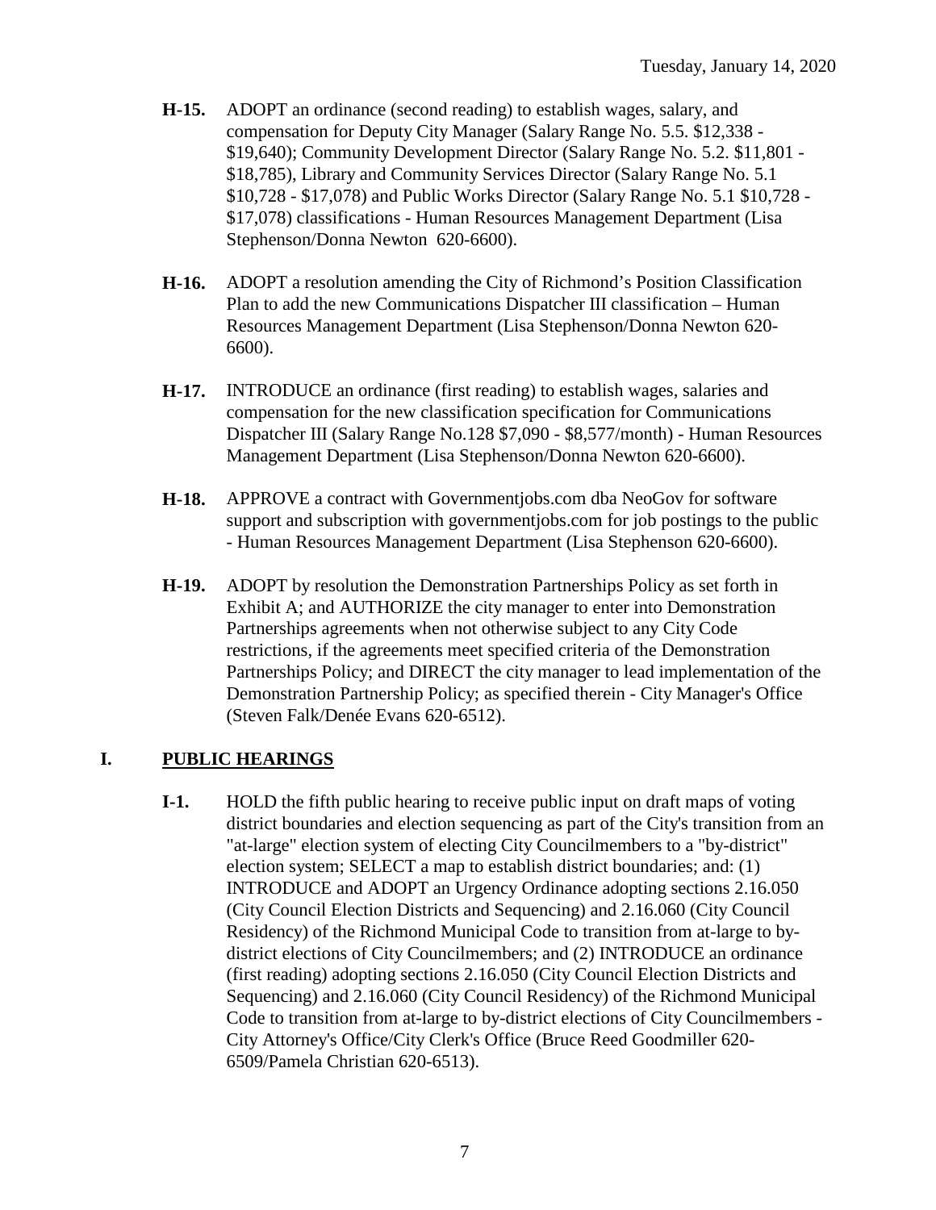**H-15.** ADOPT an ordinance (second reading) to establish wages, salary, and compensation for Deputy City Manager (Salary Range No. 5.5. $12,338 - $19,640); Community Development Director (Salary Range No. 5.2. $11,801 - $18,785), Library and Community Services Director (Salary Range No. 5.1 $10,728 - $17,078) and Public Works Director (Salary Range No. 5.1 $10,728 - $17,078) classifications - Human Resources Management Department (Lisa Stephenson/Donna Newton 620-6600).

**H-16.** ADOPT a resolution amending the City of Richmond's Position Classification Plan to add the new Communications Dispatcher III classification – Human Resources Management Department (Lisa Stephenson/Donna Newton 620-6600).

**H-17.** INTRODUCE an ordinance (first reading) to establish wages, salaries and compensation for the new classification specification for Communications Dispatcher III (Salary Range No.128 $7,090 - $8,577/month) - Human Resources Management Department (Lisa Stephenson/Donna Newton 620-6600).

**H-18.** APPROVE a contract with Governmentjobs.com dba NeoGov for software support and subscription with governmentjobs.com for job postings to the public - Human Resources Management Department (Lisa Stephenson 620-6600).

**H-19.** ADOPT by resolution the Demonstration Partnerships Policy as set forth in Exhibit A; and AUTHORIZE the city manager to enter into Demonstration Partnerships agreements when not otherwise subject to any City Code restrictions, if the agreements meet specified criteria of the Demonstration Partnerships Policy; and DIRECT the city manager to lead implementation of the Demonstration Partnership Policy; as specified therein - City Manager's Office (Steven Falk/Denée Evans 620-6512).

## I. PUBLIC HEARINGS

**I-1.** HOLD the fifth public hearing to receive public input on draft maps of voting district boundaries and election sequencing as part of the City's transition from an "at-large" election system of electing City Councilmembers to a "by-district" election system; SELECT a map to establish district boundaries; and: (1) INTRODUCE and ADOPT an Urgency Ordinance adopting sections 2.16.050 (City Council Election Districts and Sequencing) and 2.16.060 (City Council Residency) of the Richmond Municipal Code to transition from at-large to by-district elections of City Councilmembers; and (2) INTRODUCE an ordinance (first reading) adopting sections 2.16.050 (City Council Election Districts and Sequencing) and 2.16.060 (City Council Residency) of the Richmond Municipal Code to transition from at-large to by-district elections of City Councilmembers - City Attorney's Office/City Clerk's Office (Bruce Reed Goodmiller 620-6509/Pamela Christian 620-6513).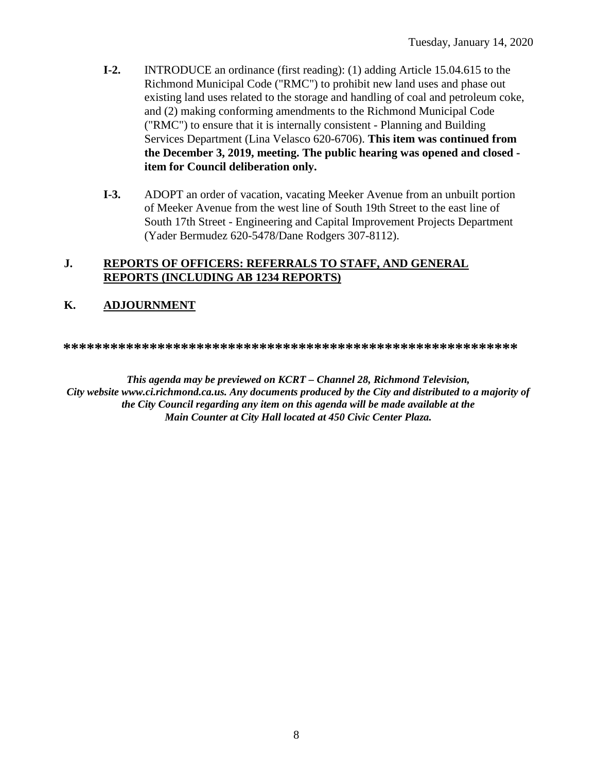**I-2.** INTRODUCE an ordinance (first reading): (1) adding Article 15.04.615 to the Richmond Municipal Code ("RMC") to prohibit new land uses and phase out existing land uses related to the storage and handling of coal and petroleum coke, and (2) making conforming amendments to the Richmond Municipal Code ("RMC") to ensure that it is internally consistent - Planning and Building Services Department (Lina Velasco 620-6706). **This item was continued from the December 3, 2019, meeting. The public hearing was opened and closed - item for Council deliberation only.**

**I-3.** ADOPT an order of vacation, vacating Meeker Avenue from an unbuilt portion of Meeker Avenue from the west line of South 19th Street to the east line of South 17th Street - Engineering and Capital Improvement Projects Department (Yader Bermudez 620-5478/Dane Rodgers 307-8112).

## J. REPORTS OF OFFICERS: REFERRALS TO STAFF, AND GENERAL REPORTS (INCLUDING AB 1234 REPORTS)

## K. ADJOURNMENT

**\*\*\*\*\*\*\*\*\*\*\*\*\*\*\*\*\*\*\*\*\*\*\*\*\*\*\*\*\*\*\*\*\*\*\*\*\*\*\*\*\*\*\*\*\*\*\*\*\*\*\*\*\*\*\*\*\*\*\***

***This agenda may be previewed on KCRT – Channel 28, Richmond Television, City website www.ci.richmond.ca.us. Any documents produced by the City and distributed to a majority of the City Council regarding any item on this agenda will be made available at the Main Counter at City Hall located at 450 Civic Center Plaza.***